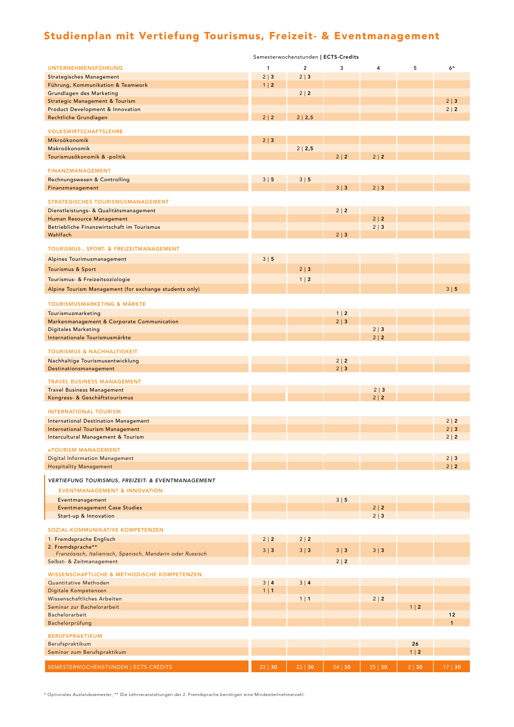# Studienplan mit Vertiefung Tourismus, Freizeit- & Eventmanagement

Semesterwochenstunden | **ECTS-Credits**

| UNTERNEHMENSFÜHRUNG | 1 | 2 | 3 | 4 | 5 | 6* |
|---|---|---|---|---|---|---|
| Strategisches Management | 2 \| **3** | 2 \| **3** | | | | |
| Führung, Kommunikation & Teamwork | 1 \| **2** | | | | | |
| Grundlagen des Marketing | | 2 \| **2** | | | | |
| Strategic Management & Tourism | | | | | | 2 \| **3** |
| Product Development & Innovation | | | | | | 2 \| **2** |
| Rechtliche Grundlagen | 2 \| **2** | 2 \| **2,5** | | | | |
| **VOLKSWIRTSCHAFTSLEHRE** | | | | | | |
| Mikroökonomik | 2 \| **3** | | | | | |
| Makroökonomik | | 2 \| **2,5** | | | | |
| Tourismusökonomik & -politik | | | 2 \| **2** | 2 \| **2** | | |
| **FINANZMANAGEMENT** | | | | | | |
| Rechnungswesen & Controlling | 3 \| **5** | 3 \| **5** | | | | |
| Finanzmanagement | | | 3 \| **3** | 2 \| **3** | | |
| **STRATEGISCHES TOURISMUSMANAGEMENT** | | | | | | |
| Dienstleistungs- & Qualitätsmanagement | | | 2 \| **2** | | | |
| Human Resource Management | | | | 2 \| **2** | | |
| Betriebliche Finanzwirtschaft im Tourismus | | | | 2 \| **3** | | |
| Wahlfach | | | 2 \| **3** | | | |
| **TOURISMUS-, SPORT- & FREIZEITMANAGEMENT** | | | | | | |
| Alpines Tourimusmanagement | 3 \| **5** | | | | | |
| Tourismus & Sport | | 2 \| **3** | | | | |
| Tourismus- & Freizeitsoziologie | | 1 \| **2** | | | | |
| Alpine Tourism Management (for exchange students only) | | | | | | 3 \| **5** |
| **TOURISMUSMARKETING & MÄRKTE** | | | | | | |
| Tourismusmarketing | | | 1 \| **2** | | | |
| Markenmanagement & Corporate Communication | | | 2 \| **3** | | | |
| Digitales Marketing | | | | 2 \| **3** | | |
| Internationale Tourismusmärkte | | | | 2 \| **2** | | |
| **TOURISMUS & NACHHALTIGKEIT** | | | | | | |
| Nachhaltige Tourismusentwicklung | | | 2 \| **2** | | | |
| Destinationsmanagement | | | 2 \| **3** | | | |
| **TRAVEL BUSINESS MANAGEMENT** | | | | | | |
| Travel Business Management | | | | 2 \| **3** | | |
| Kongress- & Geschäftstourismus | | | | 2 \| **2** | | |
| **INTERNATIONAL TOURISM** | | | | | | |
| International Destination Management | | | | | | 2 \| **2** |
| International Tourism Management | | | | | | 2 \| **3** |
| Intercultural Management & Tourism | | | | | | 2 \| **2** |
| **eTOURISM MANAGEMENT** | | | | | | |
| Digital Information Management | | | | | | 2 \| **3** |
| Hospitality Management | | | | | | 2 \| **2** |
| ***VERTIEFUNG TOURISMUS, FREIZEIT- & EVENTMANAGEMENT*** | | | | | | |
| **EVENTMANAGEMENT & INNOVATION** | | | | | | |
| Eventmanagement | | | 3 \| **5** | | | |
| Eventmanagement Case Studies | | | | 2 \| **2** | | |
| Start-up & Innovation | | | | 2 \| **3** | | |
| **SOZIAL-KOMMUNIKATIVE KOMPETENZEN** | | | | | | |
| 1. Fremdsprache Englisch | 2 \| **2** | 2 \| **2** | | | | |
| 2. Fremdsprache** *Französisch, Italienisch, Spanisch, Mandarin oder Russisch* | 3 \| **3** | 3 \| **3** | 3 \| **3** | 3 \| **3** | | |
| Selbst- & Zeitmanagement | | | 2 \| **2** | | | |
| **WISSENSCHAFTLICHE & METHODISCHE KOMPETENZEN** | | | | | | |
| Quantitative Methoden | 3 \| **4** | 3 \| **4** | | | | |
| Digitale Kompetenzen | 1 \| **1** | | | | | |
| Wissenschaftliches Arbeiten | | 1 \| **1** | | 2 \| **2** | | |
| Seminar zur Bachelorarbeit | | | | | 1 \| **2** | |
| Bachelorarbeit | | | | | | **12** |
| Bachelorprüfung | | | | | | **1** |
| **BERUFSPRAKTIKUM** | | | | | | |
| Berufspraktikum | | | | | **26** | |
| Seminar zum Berufspraktikum | | | | | 1 \| **2** | |
| **SEMESTERWOCHENSTUNDEN \| ECTS-CREDITS** | 22 \| **30** | 23 \| **30** | 24 \| **30** | 25 \| **30** | 2 \| **30** | 17 \| **30** |

\* Optionales Auslandssemester; ** Die Lehrveranstaltungen der 2. Fremdsprache benötigen eine Mindestteilnehmerzahl.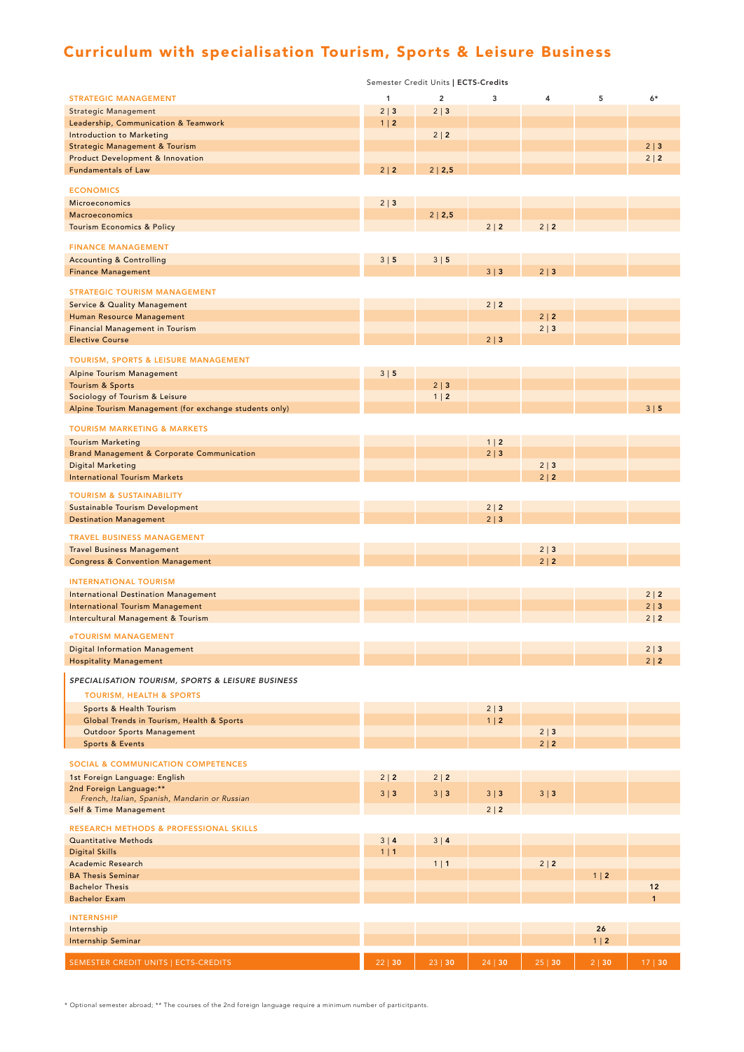# Curriculum with specialisation Tourism, Sports & Leisure Business

| | Semester Credit Units \| **ECTS-Credits** | | | | | |
|---|---|---|---|---|---|---|
| **STRATEGIC MANAGEMENT** | 1 | 2 | 3 | 4 | 5 | 6* |
| Strategic Management | 2 \| **3** | 2 \| **3** | | | | |
| Leadership, Communication & Teamwork | 1 \| **2** | | | | | |
| Introduction to Marketing | | 2 \| **2** | | | | |
| Strategic Management & Tourism | | | | | | 2 \| **3** |
| Product Development & Innovation | | | | | | 2 \| **2** |
| Fundamentals of Law | 2 \| **2** | 2 \| **2,5** | | | | |
| **ECONOMICS** | | | | | | |
| Microeconomics | 2 \| **3** | | | | | |
| Macroeconomics | | 2 \| **2,5** | | | | |
| Tourism Economics & Policy | | | 2 \| **2** | 2 \| **2** | | |
| **FINANCE MANAGEMENT** | | | | | | |
| Accounting & Controlling | 3 \| **5** | 3 \| **5** | | | | |
| Finance Management | | | 3 \| **3** | 2 \| **3** | | |
| **STRATEGIC TOURISM MANAGEMENT** | | | | | | |
| Service & Quality Management | | | 2 \| **2** | | | |
| Human Resource Management | | | | 2 \| **2** | | |
| Financial Management in Tourism | | | | 2 \| **3** | | |
| Elective Course | | | 2 \| **3** | | | |
| **TOURISM, SPORTS & LEISURE MANAGEMENT** | | | | | | |
| Alpine Tourism Management | 3 \| **5** | | | | | |
| Tourism & Sports | | 2 \| **3** | | | | |
| Sociology of Tourism & Leisure | | 1 \| **2** | | | | |
| Alpine Tourism Management (for exchange students only) | | | | | | 3 \| **5** |
| **TOURISM MARKETING & MARKETS** | | | | | | |
| Tourism Marketing | | | 1 \| **2** | | | |
| Brand Management & Corporate Communication | | | 2 \| **3** | | | |
| Digital Marketing | | | | 2 \| **3** | | |
| International Tourism Markets | | | | 2 \| **2** | | |
| **TOURISM & SUSTAINABILITY** | | | | | | |
| Sustainable Tourism Development | | | 2 \| **2** | | | |
| Destination Management | | | 2 \| **3** | | | |
| **TRAVEL BUSINESS MANAGEMENT** | | | | | | |
| Travel Business Management | | | | 2 \| **3** | | |
| Congress & Convention Management | | | | 2 \| **2** | | |
| **INTERNATIONAL TOURISM** | | | | | | |
| International Destination Management | | | | | | 2 \| **2** |
| International Tourism Management | | | | | | 2 \| **3** |
| Intercultural Management & Tourism | | | | | | 2 \| **2** |
| **eTOURISM MANAGEMENT** | | | | | | |
| Digital Information Management | | | | | | 2 \| **3** |
| Hospitality Management | | | | | | 2 \| **2** |
| ***SPECIALISATION TOURISM, SPORTS & LEISURE BUSINESS*** | | | | | | |
| **TOURISM, HEALTH & SPORTS** | | | | | | |
| Sports & Health Tourism | | | 2 \| **3** | | | |
| Global Trends in Tourism, Health & Sports | | | 1 \| **2** | | | |
| Outdoor Sports Management | | | | 2 \| **3** | | |
| Sports & Events | | | | 2 \| **2** | | |
| **SOCIAL & COMMUNICATION COMPETENCES** | | | | | | |
| 1st Foreign Language: English | 2 \| **2** | 2 \| **2** | | | | |
| 2nd Foreign Language:** *French, Italian, Spanish, Mandarin or Russian* | 3 \| **3** | 3 \| **3** | 3 \| **3** | 3 \| **3** | | |
| Self & Time Management | | | 2 \| **2** | | | |
| **RESEARCH METHODS & PROFESSIONAL SKILLS** | | | | | | |
| Quantitative Methods | 3 \| **4** | 3 \| **4** | | | | |
| Digital Skills | 1 \| **1** | | | | | |
| Academic Research | | 1 \| **1** | | 2 \| **2** | | |
| BA Thesis Seminar | | | | | 1 \| **2** | |
| Bachelor Thesis | | | | | | **12** |
| Bachelor Exam | | | | | | **1** |
| **INTERNSHIP** | | | | | | |
| Internship | | | | | **26** | |
| Internship Seminar | | | | | 1 \| **2** | |
| **SEMESTER CREDIT UNITS \| ECTS-CREDITS** | 22 \| **30** | 23 \| **30** | 24 \| **30** | 25 \| **30** | 2 \| **30** | 17 \| **30** |

\* Optional semester abroad; ** The courses of the 2nd foreign language require a minimum number of particitpants.